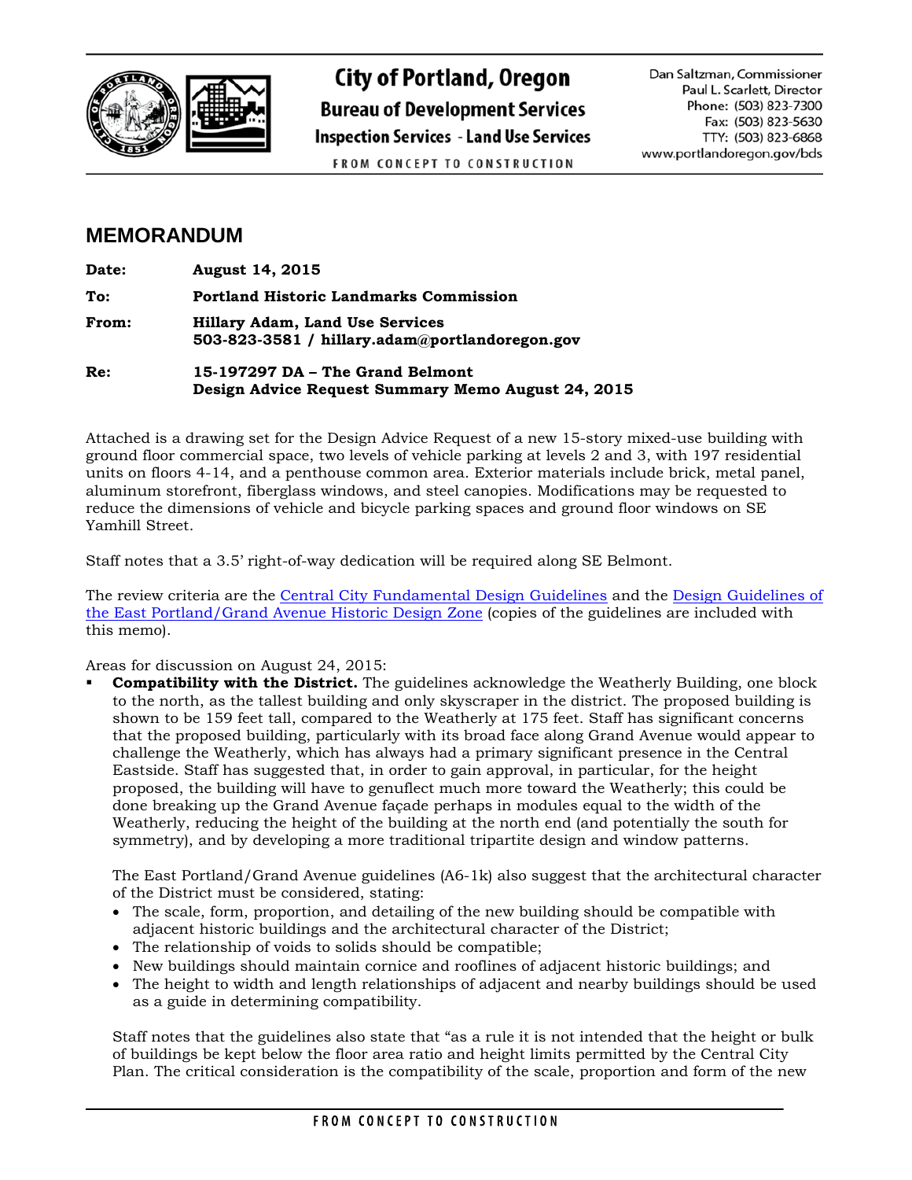**City of Portland, Oregon**
**Bureau of Development Services**
**Inspection Services - Land Use Services**
FROM CONCEPT TO CONSTRUCTION

Dan Saltzman, Commissioner
Paul L. Scarlett, Director
Phone: (503) 823-7300
Fax: (503) 823-5630
TTY: (503) 823-6868
www.portlandoregon.gov/bds

## MEMORANDUM

**Date:** **August 14, 2015**

**To:** **Portland Historic Landmarks Commission**

**From:** **Hillary Adam, Land Use Services**
**503-823-3581 / hillary.adam@portlandoregon.gov**

**Re:** **15-197297 DA – The Grand Belmont**
**Design Advice Request Summary Memo August 24, 2015**

Attached is a drawing set for the Design Advice Request of a new 15-story mixed-use building with ground floor commercial space, two levels of vehicle parking at levels 2 and 3, with 197 residential units on floors 4-14, and a penthouse common area. Exterior materials include brick, metal panel, aluminum storefront, fiberglass windows, and steel canopies. Modifications may be requested to reduce the dimensions of vehicle and bicycle parking spaces and ground floor windows on SE Yamhill Street.

Staff notes that a 3.5' right-of-way dedication will be required along SE Belmont.

The review criteria are the Central City Fundamental Design Guidelines and the Design Guidelines of the East Portland/Grand Avenue Historic Design Zone (copies of the guidelines are included with this memo).

Areas for discussion on August 24, 2015:

- **Compatibility with the District.** The guidelines acknowledge the Weatherly Building, one block to the north, as the tallest building and only skyscraper in the district. The proposed building is shown to be 159 feet tall, compared to the Weatherly at 175 feet. Staff has significant concerns that the proposed building, particularly with its broad face along Grand Avenue would appear to challenge the Weatherly, which has always had a primary significant presence in the Central Eastside. Staff has suggested that, in order to gain approval, in particular, for the height proposed, the building will have to genuflect much more toward the Weatherly; this could be done breaking up the Grand Avenue façade perhaps in modules equal to the width of the Weatherly, reducing the height of the building at the north end (and potentially the south for symmetry), and by developing a more traditional tripartite design and window patterns.

  The East Portland/Grand Avenue guidelines (A6-1k) also suggest that the architectural character of the District must be considered, stating:

  - The scale, form, proportion, and detailing of the new building should be compatible with adjacent historic buildings and the architectural character of the District;
  - The relationship of voids to solids should be compatible;
  - New buildings should maintain cornice and rooflines of adjacent historic buildings; and
  - The height to width and length relationships of adjacent and nearby buildings should be used as a guide in determining compatibility.

  Staff notes that the guidelines also state that "as a rule it is not intended that the height or bulk of buildings be kept below the floor area ratio and height limits permitted by the Central City Plan. The critical consideration is the compatibility of the scale, proportion and form of the new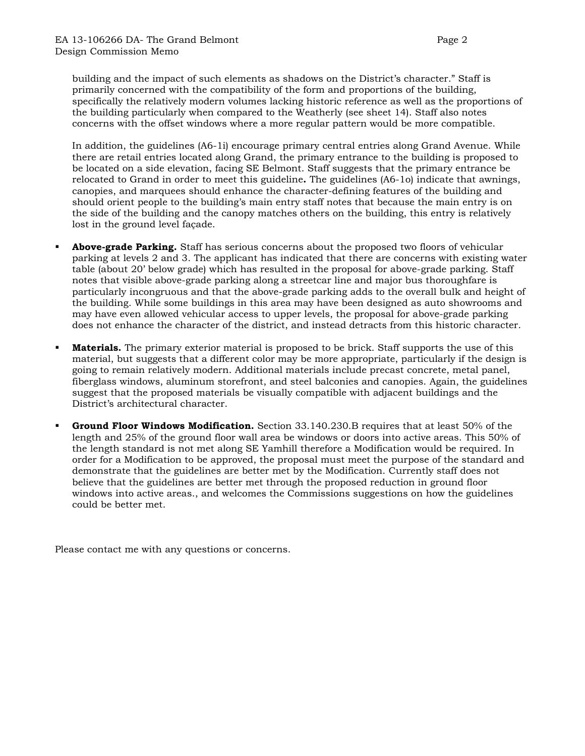building and the impact of such elements as shadows on the District's character." Staff is primarily concerned with the compatibility of the form and proportions of the building, specifically the relatively modern volumes lacking historic reference as well as the proportions of the building particularly when compared to the Weatherly (see sheet 14). Staff also notes concerns with the offset windows where a more regular pattern would be more compatible.

In addition, the guidelines (A6-1i) encourage primary central entries along Grand Avenue. While there are retail entries located along Grand, the primary entrance to the building is proposed to be located on a side elevation, facing SE Belmont. Staff suggests that the primary entrance be relocated to Grand in order to meet this guideline**.** The guidelines (A6-1o) indicate that awnings, canopies, and marquees should enhance the character-defining features of the building and should orient people to the building's main entry staff notes that because the main entry is on the side of the building and the canopy matches others on the building, this entry is relatively lost in the ground level façade.

- **Above-grade Parking.** Staff has serious concerns about the proposed two floors of vehicular parking at levels 2 and 3. The applicant has indicated that there are concerns with existing water table (about 20' below grade) which has resulted in the proposal for above-grade parking. Staff notes that visible above-grade parking along a streetcar line and major bus thoroughfare is particularly incongruous and that the above-grade parking adds to the overall bulk and height of the building. While some buildings in this area may have been designed as auto showrooms and may have even allowed vehicular access to upper levels, the proposal for above-grade parking does not enhance the character of the district, and instead detracts from this historic character.

- **Materials.** The primary exterior material is proposed to be brick. Staff supports the use of this material, but suggests that a different color may be more appropriate, particularly if the design is going to remain relatively modern. Additional materials include precast concrete, metal panel, fiberglass windows, aluminum storefront, and steel balconies and canopies. Again, the guidelines suggest that the proposed materials be visually compatible with adjacent buildings and the District's architectural character.

- **Ground Floor Windows Modification.** Section 33.140.230.B requires that at least 50% of the length and 25% of the ground floor wall area be windows or doors into active areas. This 50% of the length standard is not met along SE Yamhill therefore a Modification would be required. In order for a Modification to be approved, the proposal must meet the purpose of the standard and demonstrate that the guidelines are better met by the Modification. Currently staff does not believe that the guidelines are better met through the proposed reduction in ground floor windows into active areas., and welcomes the Commissions suggestions on how the guidelines could be better met.

Please contact me with any questions or concerns.